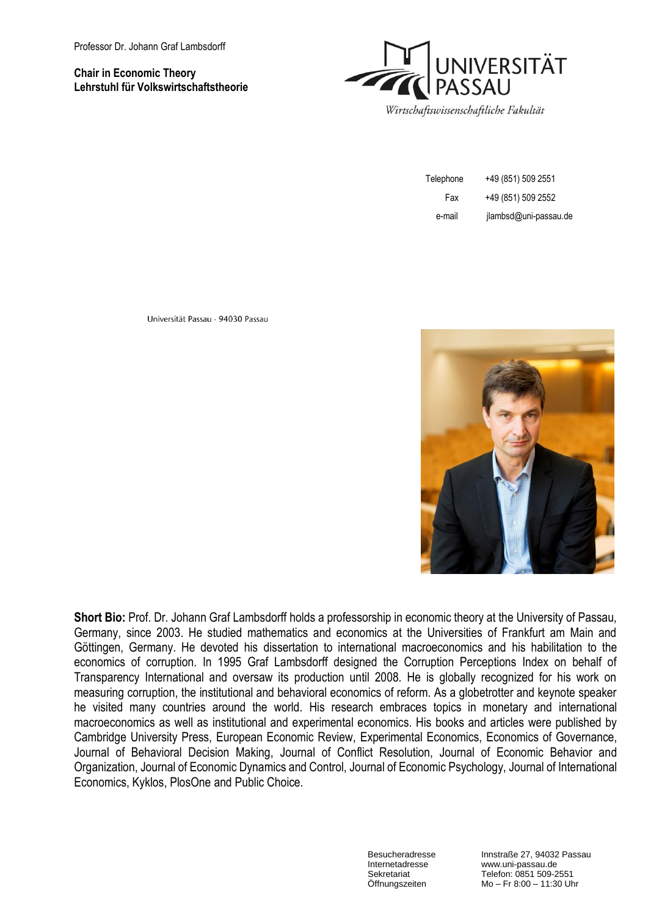Professor Dr. Johann Graf Lambsdorff

**Chair in Economic Theory**
**Lehrstuhl für Volkswirtschaftstheorie**

UNIVERSITÄT PASSAU

*Wirtschaftswissenschaftliche Fakultät*

| | |
|---|---|
| Telephone | +49 (851) 509 2551 |
| Fax | +49 (851) 509 2552 |
| e-mail | jlambsd@uni-passau.de |

Universität Passau · 94030 Passau

**Short Bio:** Prof. Dr. Johann Graf Lambsdorff holds a professorship in economic theory at the University of Passau, Germany, since 2003. He studied mathematics and economics at the Universities of Frankfurt am Main and Göttingen, Germany. He devoted his dissertation to international macroeconomics and his habilitation to the economics of corruption. In 1995 Graf Lambsdorff designed the Corruption Perceptions Index on behalf of Transparency International and oversaw its production until 2008. He is globally recognized for his work on measuring corruption, the institutional and behavioral economics of reform. As a globetrotter and keynote speaker he visited many countries around the world. His research embraces topics in monetary and international macroeconomics as well as institutional and experimental economics. His books and articles were published by Cambridge University Press, European Economic Review, Experimental Economics, Economics of Governance, Journal of Behavioral Decision Making, Journal of Conflict Resolution, Journal of Economic Behavior and Organization, Journal of Economic Dynamics and Control, Journal of Economic Psychology, Journal of International Economics, Kyklos, PlosOne and Public Choice.

| | |
|---|---|
| Besucheradresse | Innstraße 27, 94032 Passau |
| Internetadresse | www.uni-passau.de |
| Sekretariat | Telefon: 0851 509-2551 |
| Öffnungszeiten | Mo – Fr 8:00 – 11:30 Uhr |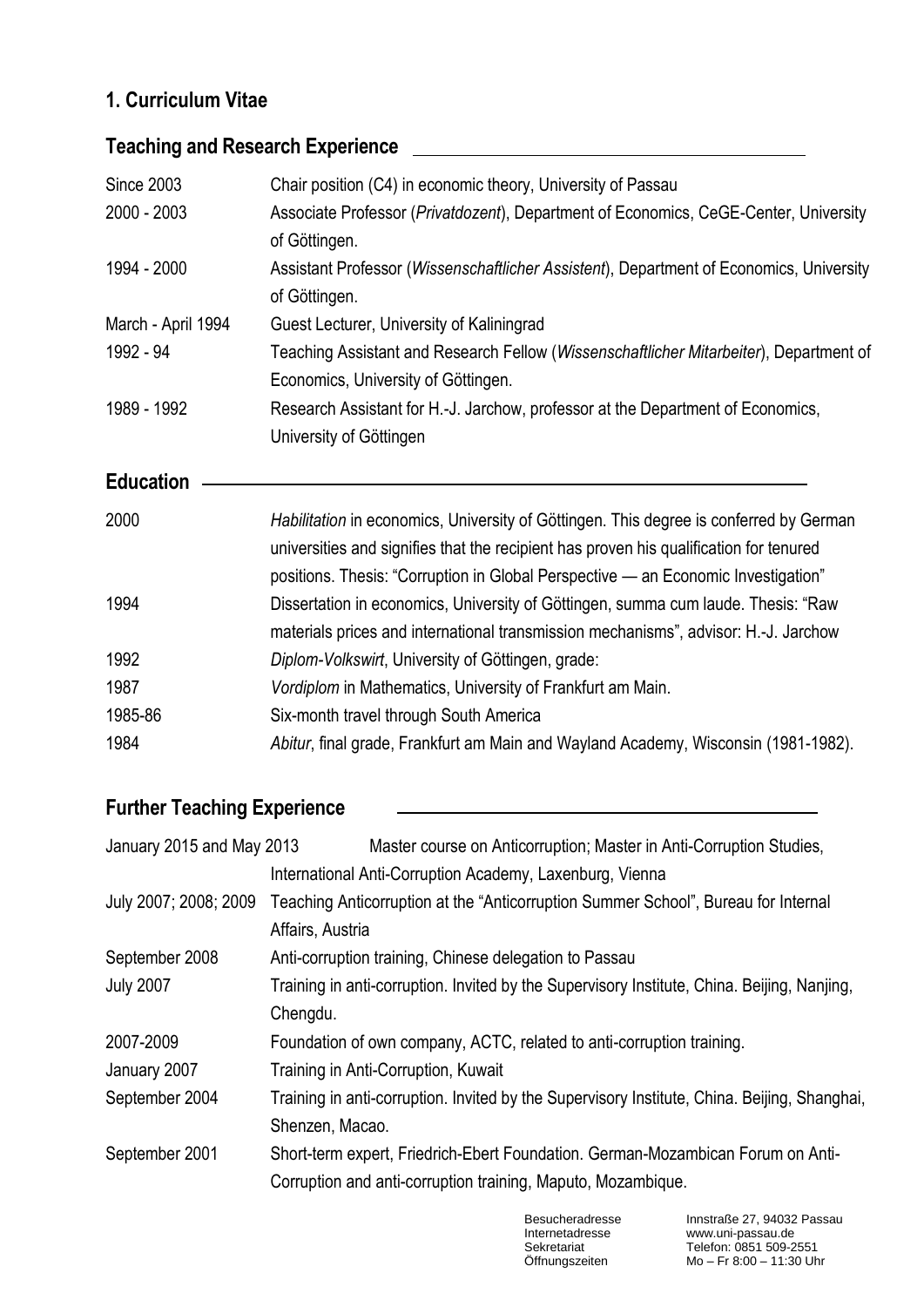## 1. Curriculum Vitae

### Teaching and Research Experience

| | |
|---|---|
| Since 2003 | Chair position (C4) in economic theory, University of Passau |
| 2000 - 2003 | Associate Professor (*Privatdozent*), Department of Economics, CeGE-Center, University of Göttingen. |
| 1994 - 2000 | Assistant Professor (*Wissenschaftlicher Assistent*), Department of Economics, University of Göttingen. |
| March - April 1994 | Guest Lecturer, University of Kaliningrad |
| 1992 - 94 | Teaching Assistant and Research Fellow (*Wissenschaftlicher Mitarbeiter*), Department of Economics, University of Göttingen. |
| 1989 - 1992 | Research Assistant for H.-J. Jarchow, professor at the Department of Economics, University of Göttingen |

### Education

| | |
|---|---|
| 2000 | *Habilitation* in economics, University of Göttingen. This degree is conferred by German universities and signifies that the recipient has proven his qualification for tenured positions. Thesis: "Corruption in Global Perspective — an Economic Investigation" |
| 1994 | Dissertation in economics, University of Göttingen, summa cum laude. Thesis: "Raw materials prices and international transmission mechanisms", advisor: H.-J. Jarchow |
| 1992 | *Diplom-Volkswirt*, University of Göttingen, grade: |
| 1987 | *Vordiplom* in Mathematics, University of Frankfurt am Main. |
| 1985-86 | Six-month travel through South America |
| 1984 | *Abitur*, final grade, Frankfurt am Main and Wayland Academy, Wisconsin (1981-1982). |

### Further Teaching Experience

| | |
|---|---|
| January 2015 and May 2013 | Master course on Anticorruption; Master in Anti-Corruption Studies, International Anti-Corruption Academy, Laxenburg, Vienna |
| July 2007; 2008; 2009 | Teaching Anticorruption at the "Anticorruption Summer School", Bureau for Internal Affairs, Austria |
| September 2008 | Anti-corruption training, Chinese delegation to Passau |
| July 2007 | Training in anti-corruption. Invited by the Supervisory Institute, China. Beijing, Nanjing, Chengdu. |
| 2007-2009 | Foundation of own company, ACTC, related to anti-corruption training. |
| January 2007 | Training in Anti-Corruption, Kuwait |
| September 2004 | Training in anti-corruption. Invited by the Supervisory Institute, China. Beijing, Shanghai, Shenzen, Macao. |
| September 2001 | Short-term expert, Friedrich-Ebert Foundation. German-Mozambican Forum on Anti-Corruption and anti-corruption training, Maputo, Mozambique. |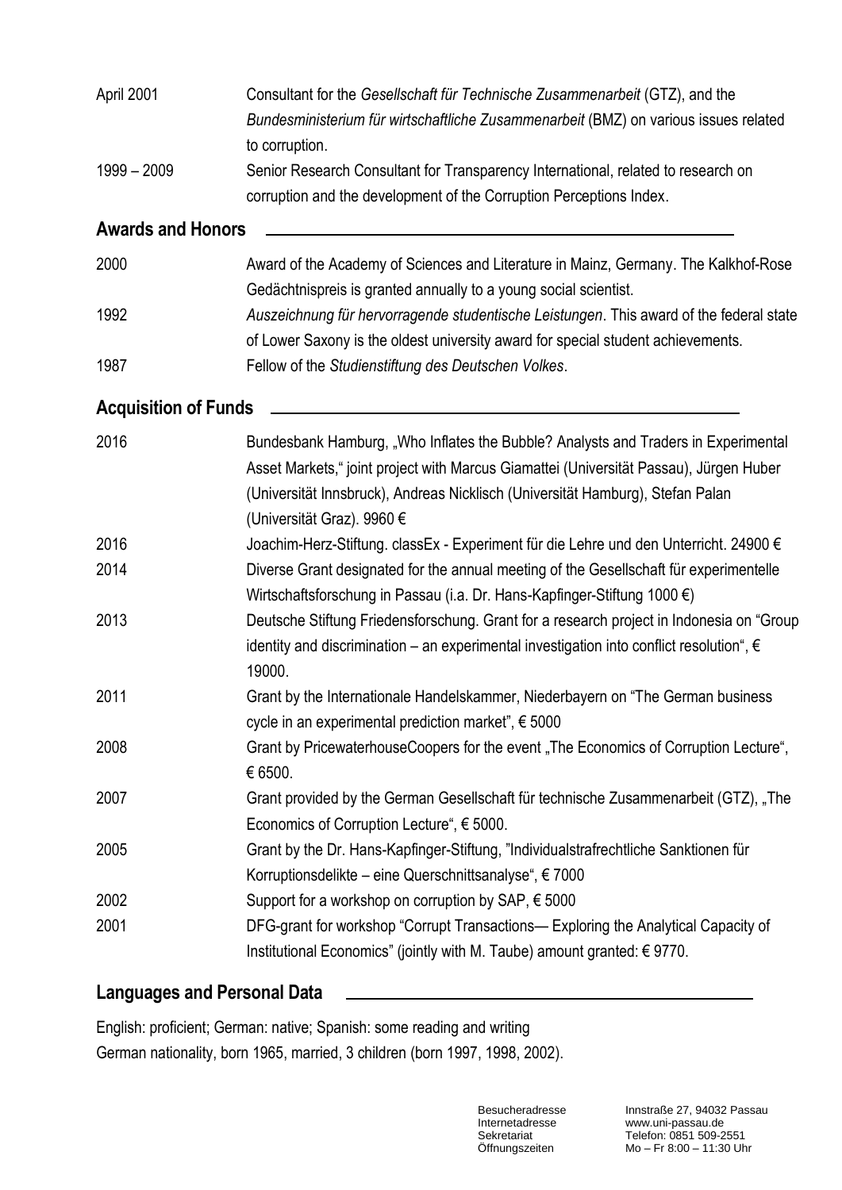| | |
|---|---|
| April 2001 | Consultant for the *Gesellschaft für Technische Zusammenarbeit* (GTZ), and the *Bundesministerium für wirtschaftliche Zusammenarbeit* (BMZ) on various issues related to corruption. |
| 1999 – 2009 | Senior Research Consultant for Transparency International, related to research on corruption and the development of the Corruption Perceptions Index. |

## Awards and Honors

| | |
|---|---|
| 2000 | Award of the Academy of Sciences and Literature in Mainz, Germany. The Kalkhof-Rose Gedächtnispreis is granted annually to a young social scientist. |
| 1992 | *Auszeichnung für hervorragende studentische Leistungen*. This award of the federal state of Lower Saxony is the oldest university award for special student achievements. |
| 1987 | Fellow of the *Studienstiftung des Deutschen Volkes*. |

## Acquisition of Funds

| | |
|---|---|
| 2016 | Bundesbank Hamburg, „Who Inflates the Bubble? Analysts and Traders in Experimental Asset Markets," joint project with Marcus Giamattei (Universität Passau), Jürgen Huber (Universität Innsbruck), Andreas Nicklisch (Universität Hamburg), Stefan Palan (Universität Graz). 9960 € |
| 2016 | Joachim-Herz-Stiftung. classEx - Experiment für die Lehre und den Unterricht. 24900 € |
| 2014 | Diverse Grant designated for the annual meeting of the Gesellschaft für experimentelle Wirtschaftsforschung in Passau (i.a. Dr. Hans-Kapfinger-Stiftung 1000 €) |
| 2013 | Deutsche Stiftung Friedensforschung. Grant for a research project in Indonesia on "Group identity and discrimination – an experimental investigation into conflict resolution", € 19000. |
| 2011 | Grant by the Internationale Handelskammer, Niederbayern on "The German business cycle in an experimental prediction market", € 5000 |
| 2008 | Grant by PricewaterhouseCoopers for the event „The Economics of Corruption Lecture", € 6500. |
| 2007 | Grant provided by the German Gesellschaft für technische Zusammenarbeit (GTZ), „The Economics of Corruption Lecture", € 5000. |
| 2005 | Grant by the Dr. Hans-Kapfinger-Stiftung, "Individualstrafrechtliche Sanktionen für Korruptionsdelikte – eine Querschnittsanalyse", € 7000 |
| 2002 | Support for a workshop on corruption by SAP, € 5000 |
| 2001 | DFG-grant for workshop "Corrupt Transactions— Exploring the Analytical Capacity of Institutional Economics" (jointly with M. Taube) amount granted: € 9770. |

## Languages and Personal Data

English: proficient; German: native; Spanish: some reading and writing
German nationality, born 1965, married, 3 children (born 1997, 1998, 2002).

| | |
|---|---|
| Besucheradresse | Innstraße 27, 94032 Passau |
| Internetadresse | www.uni-passau.de |
| Sekretariat | Telefon: 0851 509-2551 |
| Öffnungszeiten | Mo – Fr 8:00 – 11:30 Uhr |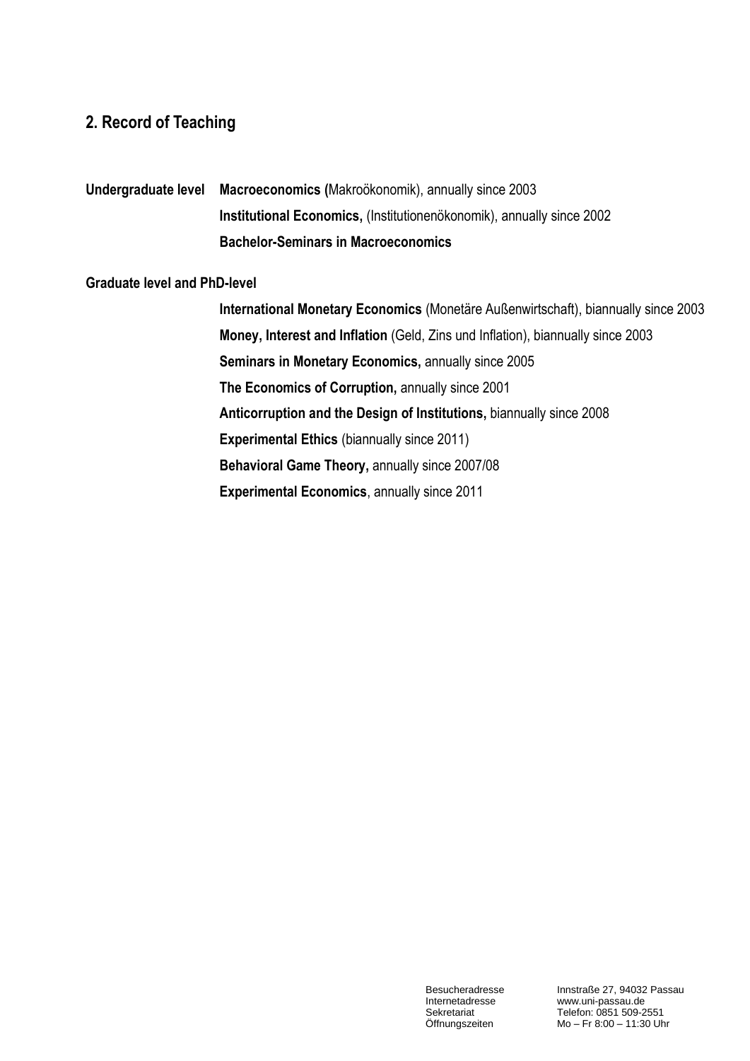## 2. Record of Teaching

**Undergraduate level**

- **Macroeconomics (**Makroökonomik), annually since 2003
- **Institutional Economics,** (Institutionenökonomik), annually since 2002
- **Bachelor-Seminars in Macroeconomics**

**Graduate level and PhD-level**

- **International Monetary Economics** (Monetäre Außenwirtschaft), biannually since 2003
- **Money, Interest and Inflation** (Geld, Zins und Inflation), biannually since 2003
- **Seminars in Monetary Economics,** annually since 2005
- **The Economics of Corruption,** annually since 2001
- **Anticorruption and the Design of Institutions,** biannually since 2008
- **Experimental Ethics** (biannually since 2011)
- **Behavioral Game Theory,** annually since 2007/08
- **Experimental Economics**, annually since 2011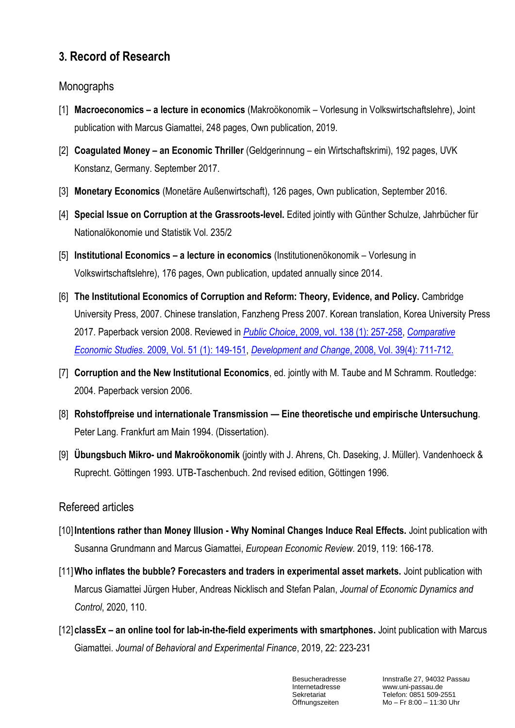## 3. Record of Research

### Monographs

[1] **Macroeconomics – a lecture in economics** (Makroökonomik – Vorlesung in Volkswirtschaftslehre), Joint publication with Marcus Giamattei, 248 pages, Own publication, 2019.

[2] **Coagulated Money – an Economic Thriller** (Geldgerinnung – ein Wirtschaftskrimi), 192 pages, UVK Konstanz, Germany. September 2017.

[3] **Monetary Economics** (Monetäre Außenwirtschaft), 126 pages, Own publication, September 2016.

[4] **Special Issue on Corruption at the Grassroots-level.** Edited jointly with Günther Schulze, Jahrbücher für Nationalökonomie und Statistik Vol. 235/2

[5] **Institutional Economics – a lecture in economics** (Institutionenökonomik – Vorlesung in Volkswirtschaftslehre), 176 pages, Own publication, updated annually since 2014.

[6] **The Institutional Economics of Corruption and Reform: Theory, Evidence, and Policy.** Cambridge University Press, 2007. Chinese translation, Fanzheng Press 2007. Korean translation, Korea University Press 2017. Paperback version 2008. Reviewed in *Public Choice*, 2009, vol. 138 (1): 257-258, *Comparative Economic Studies*. 2009, Vol. 51 (1): 149-151, *Development and Change*, 2008, Vol. 39(4): 711-712.

[7] **Corruption and the New Institutional Economics**, ed. jointly with M. Taube and M Schramm. Routledge: 2004. Paperback version 2006.

[8] **Rohstoffpreise und internationale Transmission — Eine theoretische und empirische Untersuchung**. Peter Lang. Frankfurt am Main 1994. (Dissertation).

[9] **Übungsbuch Mikro- und Makroökonomik** (jointly with J. Ahrens, Ch. Daseking, J. Müller). Vandenhoeck & Ruprecht. Göttingen 1993. UTB-Taschenbuch. 2nd revised edition, Göttingen 1996.

### Refereed articles

[10] **Intentions rather than Money Illusion - Why Nominal Changes Induce Real Effects.** Joint publication with Susanna Grundmann and Marcus Giamattei, *European Economic Review*. 2019, 119: 166-178.

[11] **Who inflates the bubble? Forecasters and traders in experimental asset markets.** Joint publication with Marcus Giamattei Jürgen Huber, Andreas Nicklisch and Stefan Palan, *Journal of Economic Dynamics and Control*, 2020, 110.

[12] **classEx – an online tool for lab-in-the-field experiments with smartphones.** Joint publication with Marcus Giamattei. *Journal of Behavioral and Experimental Finance*, 2019, 22: 223-231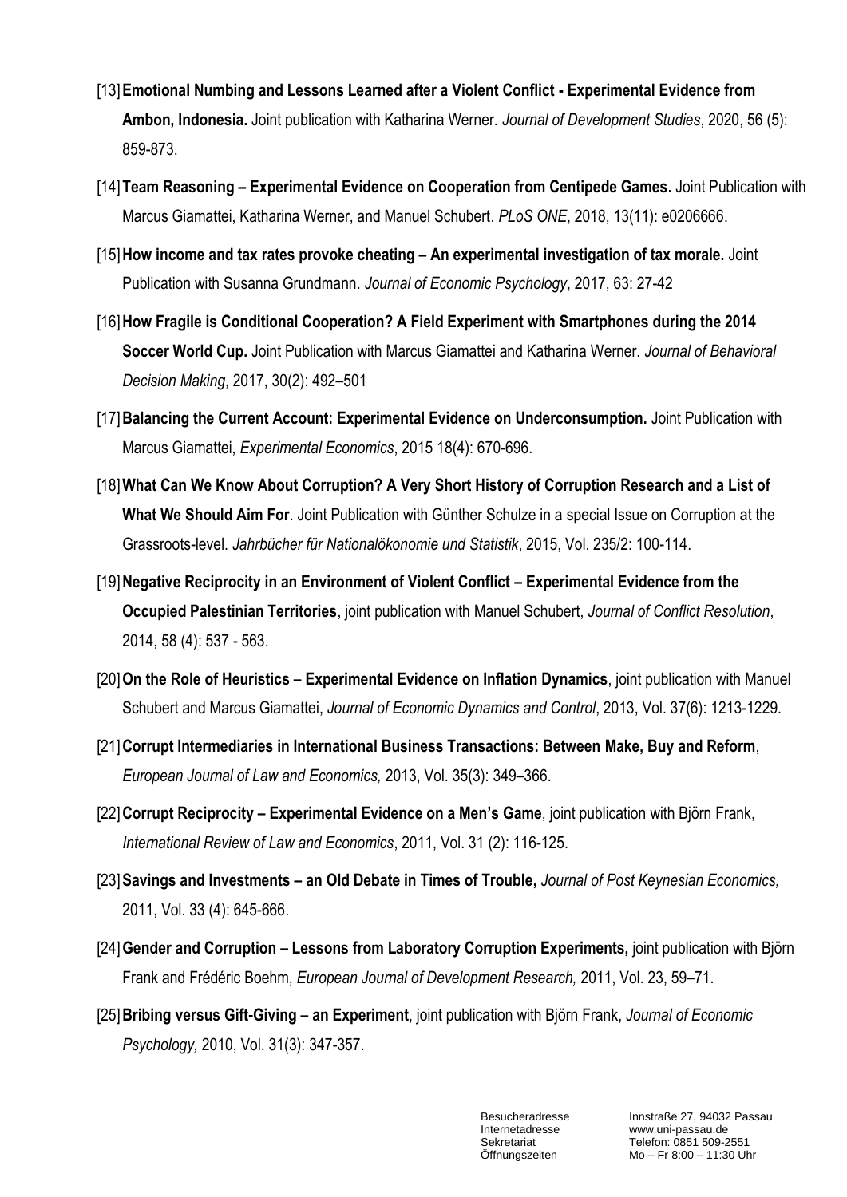[13] **Emotional Numbing and Lessons Learned after a Violent Conflict - Experimental Evidence from Ambon, Indonesia.** Joint publication with Katharina Werner. *Journal of Development Studies*, 2020, 56 (5): 859-873.

[14] **Team Reasoning – Experimental Evidence on Cooperation from Centipede Games.** Joint Publication with Marcus Giamattei, Katharina Werner, and Manuel Schubert. *PLoS ONE*, 2018, 13(11): e0206666.

[15] **How income and tax rates provoke cheating – An experimental investigation of tax morale.** Joint Publication with Susanna Grundmann. *Journal of Economic Psychology*, 2017, 63: 27-42

[16] **How Fragile is Conditional Cooperation? A Field Experiment with Smartphones during the 2014 Soccer World Cup.** Joint Publication with Marcus Giamattei and Katharina Werner. *Journal of Behavioral Decision Making*, 2017, 30(2): 492–501

[17] **Balancing the Current Account: Experimental Evidence on Underconsumption.** Joint Publication with Marcus Giamattei, *Experimental Economics*, 2015 18(4): 670-696.

[18] **What Can We Know About Corruption? A Very Short History of Corruption Research and a List of What We Should Aim For**. Joint Publication with Günther Schulze in a special Issue on Corruption at the Grassroots-level. *Jahrbücher für Nationalökonomie und Statistik*, 2015, Vol. 235/2: 100-114.

[19] **Negative Reciprocity in an Environment of Violent Conflict – Experimental Evidence from the Occupied Palestinian Territories**, joint publication with Manuel Schubert, *Journal of Conflict Resolution*, 2014, 58 (4): 537 - 563.

[20] **On the Role of Heuristics – Experimental Evidence on Inflation Dynamics**, joint publication with Manuel Schubert and Marcus Giamattei, *Journal of Economic Dynamics and Control*, 2013, Vol. 37(6): 1213-1229.

[21] **Corrupt Intermediaries in International Business Transactions: Between Make, Buy and Reform**, *European Journal of Law and Economics,* 2013, Vol. 35(3): 349–366.

[22] **Corrupt Reciprocity – Experimental Evidence on a Men's Game**, joint publication with Björn Frank, *International Review of Law and Economics*, 2011, Vol. 31 (2): 116-125.

[23] **Savings and Investments – an Old Debate in Times of Trouble,** *Journal of Post Keynesian Economics,* 2011, Vol. 33 (4): 645-666.

[24] **Gender and Corruption – Lessons from Laboratory Corruption Experiments,** joint publication with Björn Frank and Frédéric Boehm, *European Journal of Development Research,* 2011, Vol. 23, 59–71.

[25] **Bribing versus Gift-Giving – an Experiment**, joint publication with Björn Frank, *Journal of Economic Psychology,* 2010, Vol. 31(3): 347-357.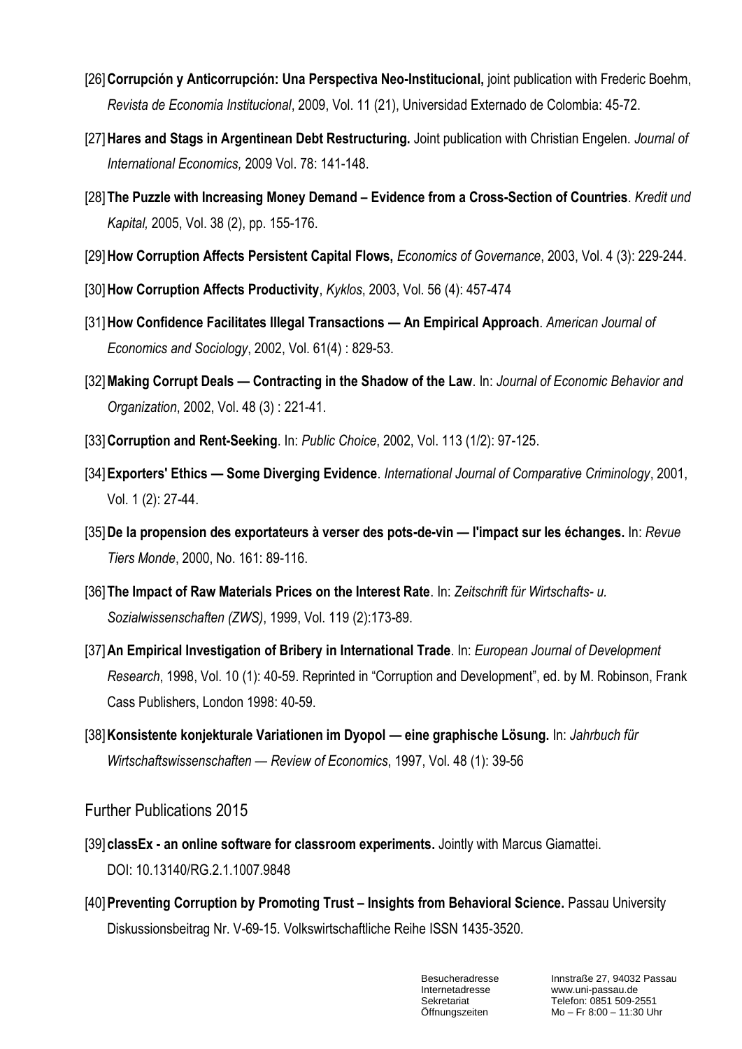[26] **Corrupción y Anticorrupción: Una Perspectiva Neo-Institucional,** joint publication with Frederic Boehm, *Revista de Economia Institucional*, 2009, Vol. 11 (21), Universidad Externado de Colombia: 45-72.

[27] **Hares and Stags in Argentinean Debt Restructuring.** Joint publication with Christian Engelen. *Journal of International Economics,* 2009 Vol. 78: 141-148.

[28] **The Puzzle with Increasing Money Demand – Evidence from a Cross-Section of Countries**. *Kredit und Kapital,* 2005, Vol. 38 (2), pp. 155-176.

[29] **How Corruption Affects Persistent Capital Flows,** *Economics of Governance*, 2003, Vol. 4 (3): 229-244.

[30] **How Corruption Affects Productivity**, *Kyklos*, 2003, Vol. 56 (4): 457-474

[31] **How Confidence Facilitates Illegal Transactions — An Empirical Approach**. *American Journal of Economics and Sociology*, 2002, Vol. 61(4) : 829-53.

[32] **Making Corrupt Deals — Contracting in the Shadow of the Law**. In: *Journal of Economic Behavior and Organization*, 2002, Vol. 48 (3) : 221-41.

[33] **Corruption and Rent-Seeking**. In: *Public Choice*, 2002, Vol. 113 (1/2): 97-125.

[34] **Exporters' Ethics — Some Diverging Evidence**. *International Journal of Comparative Criminology*, 2001, Vol. 1 (2): 27-44.

[35] **De la propension des exportateurs à verser des pots-de-vin — l'impact sur les échanges.** In: *Revue Tiers Monde*, 2000, No. 161: 89-116.

[36] **The Impact of Raw Materials Prices on the Interest Rate**. In: *Zeitschrift für Wirtschafts- u. Sozialwissenschaften (ZWS)*, 1999, Vol. 119 (2):173-89.

[37] **An Empirical Investigation of Bribery in International Trade**. In: *European Journal of Development Research*, 1998, Vol. 10 (1): 40-59. Reprinted in "Corruption and Development", ed. by M. Robinson, Frank Cass Publishers, London 1998: 40-59.

[38] **Konsistente konjekturale Variationen im Dyopol — eine graphische Lösung.** In: *Jahrbuch für Wirtschaftswissenschaften — Review of Economics*, 1997, Vol. 48 (1): 39-56

## Further Publications 2015

[39] **classEx - an online software for classroom experiments.** Jointly with Marcus Giamattei. DOI: 10.13140/RG.2.1.1007.9848

[40] **Preventing Corruption by Promoting Trust – Insights from Behavioral Science.** Passau University Diskussionsbeitrag Nr. V-69-15. Volkswirtschaftliche Reihe ISSN 1435-3520.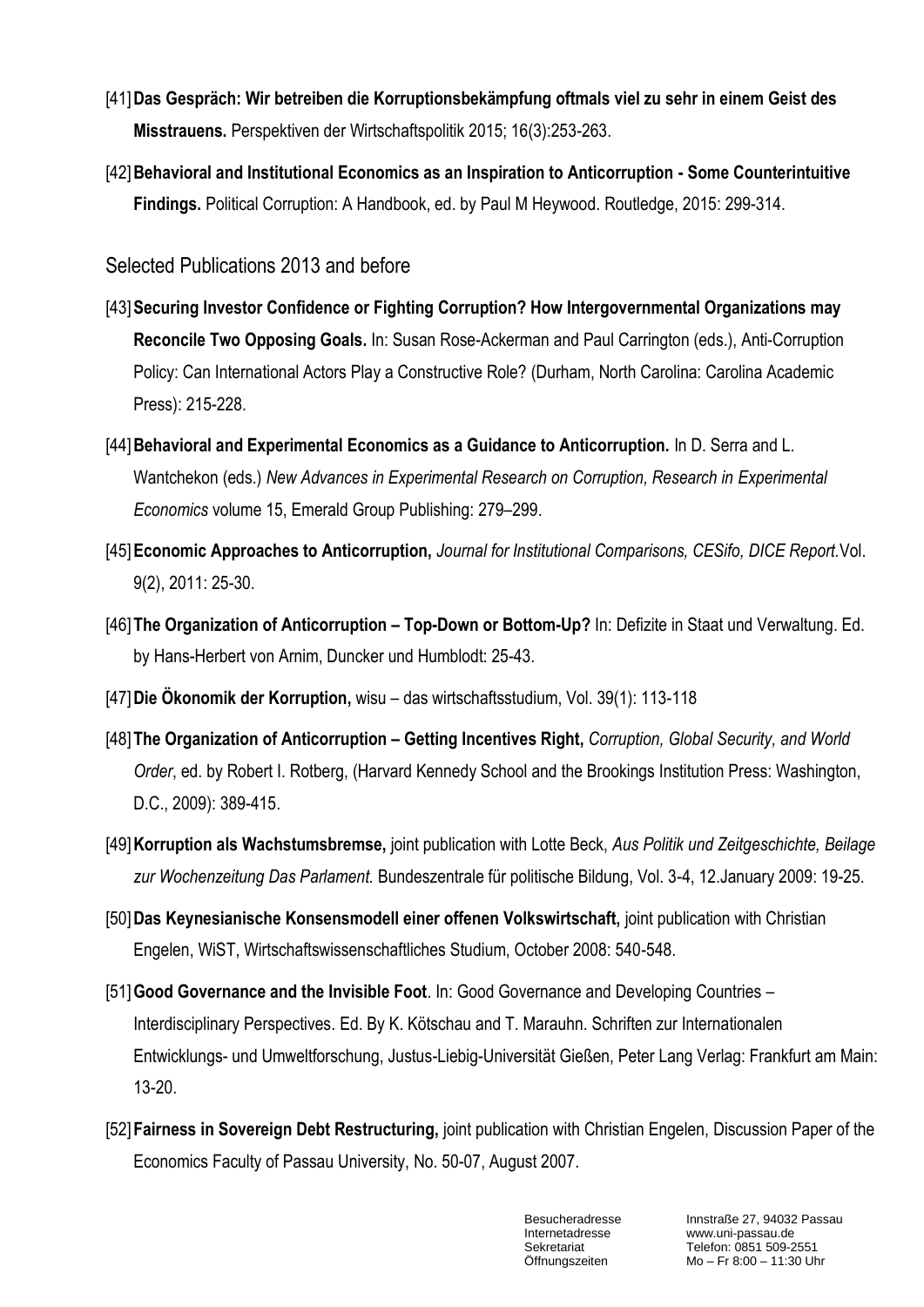[41] **Das Gespräch: Wir betreiben die Korruptionsbekämpfung oftmals viel zu sehr in einem Geist des Misstrauens.** Perspektiven der Wirtschaftspolitik 2015; 16(3):253-263.

[42] **Behavioral and Institutional Economics as an Inspiration to Anticorruption - Some Counterintuitive Findings.** Political Corruption: A Handbook, ed. by Paul M Heywood. Routledge, 2015: 299-314.

## Selected Publications 2013 and before

[43] **Securing Investor Confidence or Fighting Corruption? How Intergovernmental Organizations may Reconcile Two Opposing Goals.** In: Susan Rose-Ackerman and Paul Carrington (eds.), Anti-Corruption Policy: Can International Actors Play a Constructive Role? (Durham, North Carolina: Carolina Academic Press): 215-228.

[44] **Behavioral and Experimental Economics as a Guidance to Anticorruption.** In D. Serra and L. Wantchekon (eds.) *New Advances in Experimental Research on Corruption, Research in Experimental Economics* volume 15, Emerald Group Publishing: 279–299.

[45] **Economic Approaches to Anticorruption,** *Journal for Institutional Comparisons, CESifo, DICE Report.* Vol. 9(2), 2011: 25-30.

[46] **The Organization of Anticorruption – Top-Down or Bottom-Up?** In: Defizite in Staat und Verwaltung. Ed. by Hans-Herbert von Arnim, Duncker und Humblodt: 25-43.

[47] **Die Ökonomik der Korruption,** wisu – das wirtschaftsstudium, Vol. 39(1): 113-118

[48] **The Organization of Anticorruption – Getting Incentives Right,** *Corruption, Global Security, and World Order*, ed. by Robert I. Rotberg, (Harvard Kennedy School and the Brookings Institution Press: Washington, D.C., 2009): 389-415.

[49] **Korruption als Wachstumsbremse,** joint publication with Lotte Beck, *Aus Politik und Zeitgeschichte, Beilage zur Wochenzeitung Das Parlament.* Bundeszentrale für politische Bildung, Vol. 3-4, 12.January 2009: 19-25.

[50] **Das Keynesianische Konsensmodell einer offenen Volkswirtschaft,** joint publication with Christian Engelen, WiST, Wirtschaftswissenschaftliches Studium, October 2008: 540-548.

[51] **Good Governance and the Invisible Foot**. In: Good Governance and Developing Countries – Interdisciplinary Perspectives. Ed. By K. Kötschau and T. Marauhn. Schriften zur Internationalen Entwicklungs- und Umweltforschung, Justus-Liebig-Universität Gießen, Peter Lang Verlag: Frankfurt am Main: 13-20.

[52] **Fairness in Sovereign Debt Restructuring,** joint publication with Christian Engelen, Discussion Paper of the Economics Faculty of Passau University, No. 50-07, August 2007.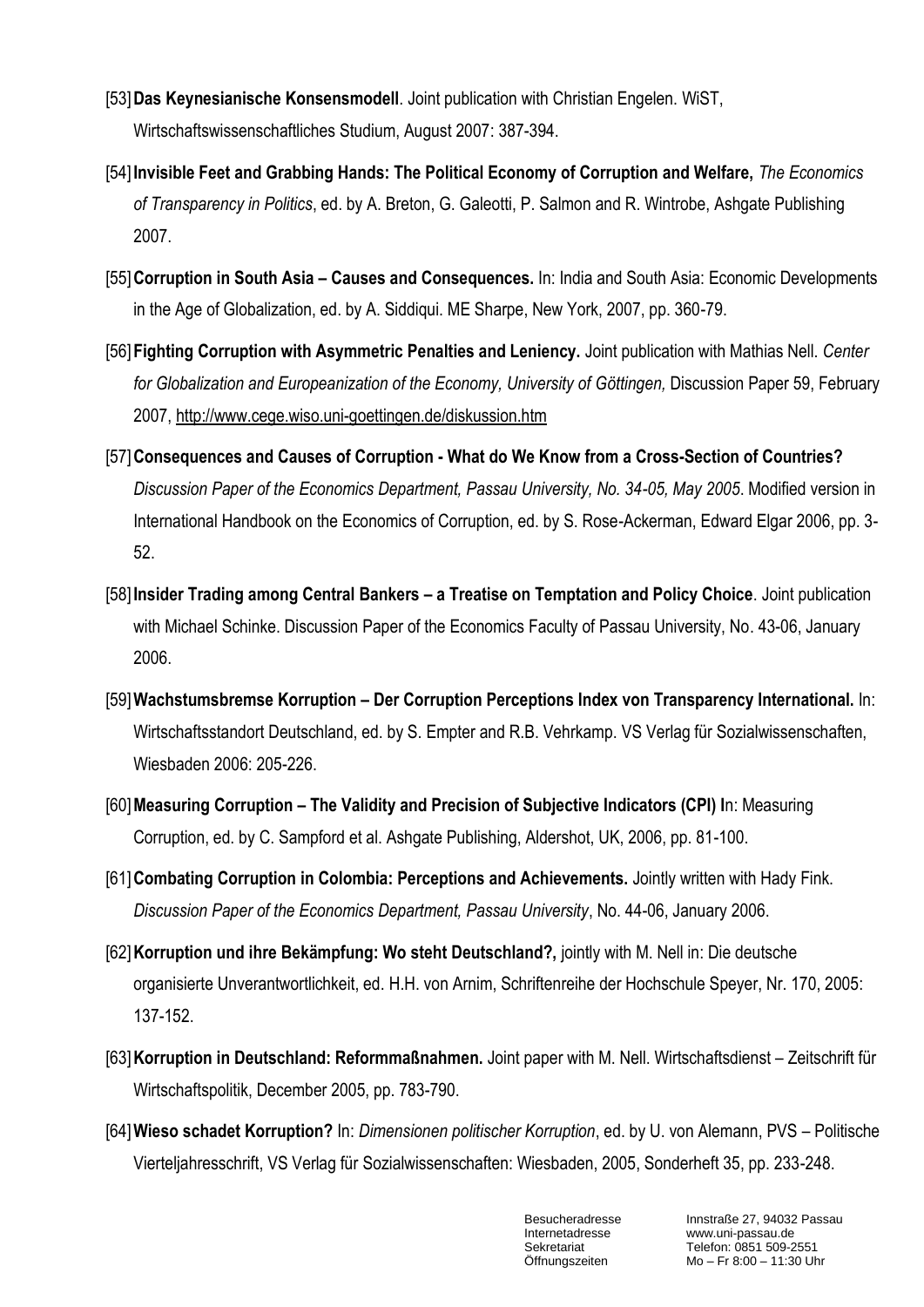[53] **Das Keynesianische Konsensmodell**. Joint publication with Christian Engelen. WiST, Wirtschaftswissenschaftliches Studium, August 2007: 387-394.

[54] **Invisible Feet and Grabbing Hands: The Political Economy of Corruption and Welfare,** *The Economics of Transparency in Politics*, ed. by A. Breton, G. Galeotti, P. Salmon and R. Wintrobe, Ashgate Publishing 2007.

[55] **Corruption in South Asia – Causes and Consequences.** In: India and South Asia: Economic Developments in the Age of Globalization, ed. by A. Siddiqui. ME Sharpe, New York, 2007, pp. 360-79.

[56] **Fighting Corruption with Asymmetric Penalties and Leniency.** Joint publication with Mathias Nell. *Center for Globalization and Europeanization of the Economy, University of Göttingen,* Discussion Paper 59, February 2007, http://www.cege.wiso.uni-goettingen.de/diskussion.htm

[57] **Consequences and Causes of Corruption - What do We Know from a Cross-Section of Countries?** *Discussion Paper of the Economics Department, Passau University, No. 34-05, May 2005*. Modified version in International Handbook on the Economics of Corruption, ed. by S. Rose-Ackerman, Edward Elgar 2006, pp. 3-52.

[58] **Insider Trading among Central Bankers – a Treatise on Temptation and Policy Choice**. Joint publication with Michael Schinke. Discussion Paper of the Economics Faculty of Passau University, No. 43-06, January 2006.

[59] **Wachstumsbremse Korruption – Der Corruption Perceptions Index von Transparency International.** In: Wirtschaftsstandort Deutschland, ed. by S. Empter and R.B. Vehrkamp. VS Verlag für Sozialwissenschaften, Wiesbaden 2006: 205-226.

[60] **Measuring Corruption – The Validity and Precision of Subjective Indicators (CPI) I**n: Measuring Corruption, ed. by C. Sampford et al. Ashgate Publishing, Aldershot, UK, 2006, pp. 81-100.

[61] **Combating Corruption in Colombia: Perceptions and Achievements.** Jointly written with Hady Fink. *Discussion Paper of the Economics Department, Passau University*, No. 44-06, January 2006.

[62] **Korruption und ihre Bekämpfung: Wo steht Deutschland?,** jointly with M. Nell in: Die deutsche organisierte Unverantwortlichkeit, ed. H.H. von Arnim, Schriftenreihe der Hochschule Speyer, Nr. 170, 2005: 137-152.

[63] **Korruption in Deutschland: Reformmaßnahmen.** Joint paper with M. Nell. Wirtschaftsdienst – Zeitschrift für Wirtschaftspolitik, December 2005, pp. 783-790.

[64] **Wieso schadet Korruption?** In: *Dimensionen politischer Korruption*, ed. by U. von Alemann, PVS – Politische Vierteljahresschrift, VS Verlag für Sozialwissenschaften: Wiesbaden, 2005, Sonderheft 35, pp. 233-248.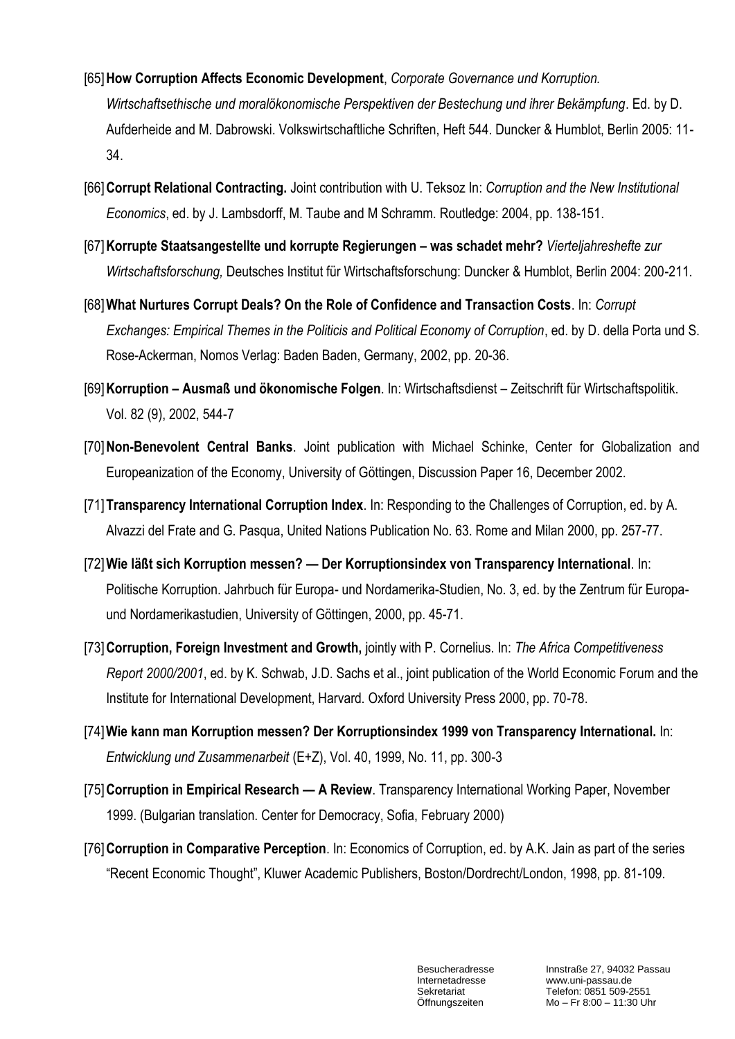[65] **How Corruption Affects Economic Development**, *Corporate Governance und Korruption. Wirtschaftsethische und moralökonomische Perspektiven der Bestechung und ihrer Bekämpfung*. Ed. by D. Aufderheide and M. Dabrowski. Volkswirtschaftliche Schriften, Heft 544. Duncker & Humblot, Berlin 2005: 11-34.

[66] **Corrupt Relational Contracting.** Joint contribution with U. Teksoz In: *Corruption and the New Institutional Economics*, ed. by J. Lambsdorff, M. Taube and M Schramm. Routledge: 2004, pp. 138-151.

[67] **Korrupte Staatsangestellte und korrupte Regierungen – was schadet mehr?** *Vierteljahreshefte zur Wirtschaftsforschung,* Deutsches Institut für Wirtschaftsforschung: Duncker & Humblot, Berlin 2004: 200-211.

[68] **What Nurtures Corrupt Deals? On the Role of Confidence and Transaction Costs**. In: *Corrupt Exchanges: Empirical Themes in the Politicis and Political Economy of Corruption*, ed. by D. della Porta und S. Rose-Ackerman, Nomos Verlag: Baden Baden, Germany, 2002, pp. 20-36.

[69] **Korruption – Ausmaß und ökonomische Folgen**. In: Wirtschaftsdienst – Zeitschrift für Wirtschaftspolitik. Vol. 82 (9), 2002, 544-7

[70] **Non-Benevolent Central Banks**. Joint publication with Michael Schinke, Center for Globalization and Europeanization of the Economy, University of Göttingen, Discussion Paper 16, December 2002.

[71] **Transparency International Corruption Index**. In: Responding to the Challenges of Corruption, ed. by A. Alvazzi del Frate and G. Pasqua, United Nations Publication No. 63. Rome and Milan 2000, pp. 257-77.

[72] **Wie läßt sich Korruption messen? — Der Korruptionsindex von Transparency International**. In: Politische Korruption. Jahrbuch für Europa- und Nordamerika-Studien, No. 3, ed. by the Zentrum für Europa- und Nordamerikastudien, University of Göttingen, 2000, pp. 45-71.

[73] **Corruption, Foreign Investment and Growth,** jointly with P. Cornelius. In: *The Africa Competitiveness Report 2000/2001*, ed. by K. Schwab, J.D. Sachs et al., joint publication of the World Economic Forum and the Institute for International Development, Harvard. Oxford University Press 2000, pp. 70-78.

[74] **Wie kann man Korruption messen? Der Korruptionsindex 1999 von Transparency International.** In: *Entwicklung und Zusammenarbeit* (E+Z), Vol. 40, 1999, No. 11, pp. 300-3

[75] **Corruption in Empirical Research — A Review**. Transparency International Working Paper, November 1999. (Bulgarian translation. Center for Democracy, Sofia, February 2000)

[76] **Corruption in Comparative Perception**. In: Economics of Corruption, ed. by A.K. Jain as part of the series "Recent Economic Thought", Kluwer Academic Publishers, Boston/Dordrecht/London, 1998, pp. 81-109.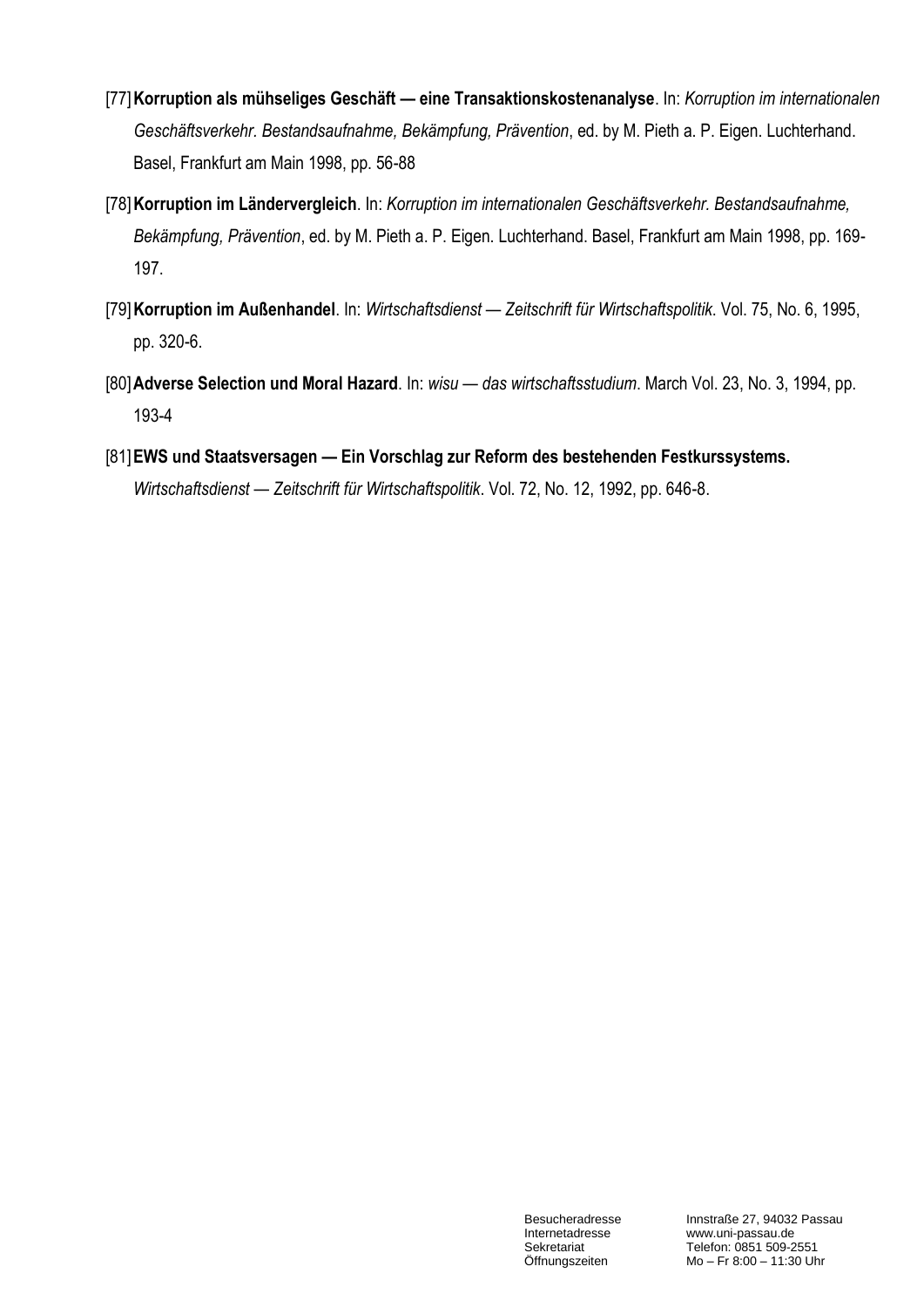[77] **Korruption als mühseliges Geschäft — eine Transaktionskostenanalyse**. In: *Korruption im internationalen Geschäftsverkehr. Bestandsaufnahme, Bekämpfung, Prävention*, ed. by M. Pieth a. P. Eigen. Luchterhand. Basel, Frankfurt am Main 1998, pp. 56-88

[78] **Korruption im Ländervergleich**. In: *Korruption im internationalen Geschäftsverkehr. Bestandsaufnahme, Bekämpfung, Prävention*, ed. by M. Pieth a. P. Eigen. Luchterhand. Basel, Frankfurt am Main 1998, pp. 169-197.

[79] **Korruption im Außenhandel**. In: *Wirtschaftsdienst — Zeitschrift für Wirtschaftspolitik*. Vol. 75, No. 6, 1995, pp. 320-6.

[80] **Adverse Selection und Moral Hazard**. In: *wisu — das wirtschaftsstudium*. March Vol. 23, No. 3, 1994, pp. 193-4

[81] **EWS und Staatsversagen — Ein Vorschlag zur Reform des bestehenden Festkurssystems.** *Wirtschaftsdienst — Zeitschrift für Wirtschaftspolitik*. Vol. 72, No. 12, 1992, pp. 646-8.